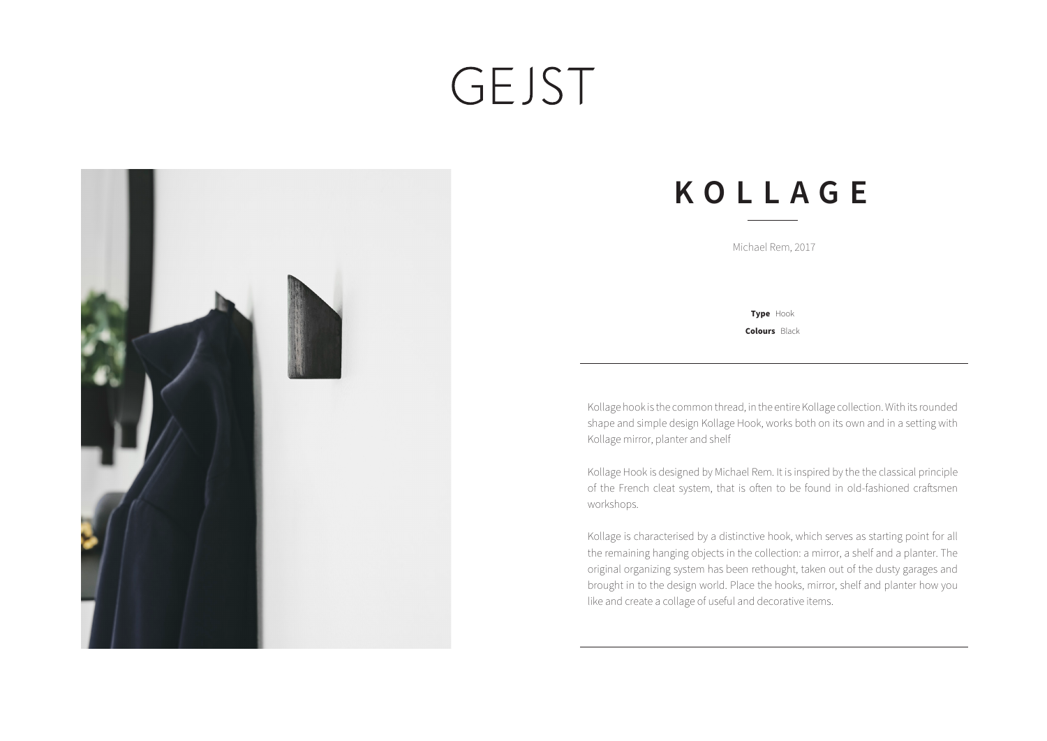# GEJST

## KOLLAGE

Michael Rem, 2017

**Type** Hook
**Colours** Black

Kollage hook is the common thread, in the entire Kollage collection. With its rounded shape and simple design Kollage Hook, works both on its own and in a setting with Kollage mirror, planter and shelf

Kollage Hook is designed by Michael Rem. It is inspired by the the classical principle of the French cleat system, that is often to be found in old-fashioned craftsmen workshops.

Kollage is characterised by a distinctive hook, which serves as starting point for all the remaining hanging objects in the collection: a mirror, a shelf and a planter. The original organizing system has been rethought, taken out of the dusty garages and brought in to the design world. Place the hooks, mirror, shelf and planter how you like and create a collage of useful and decorative items.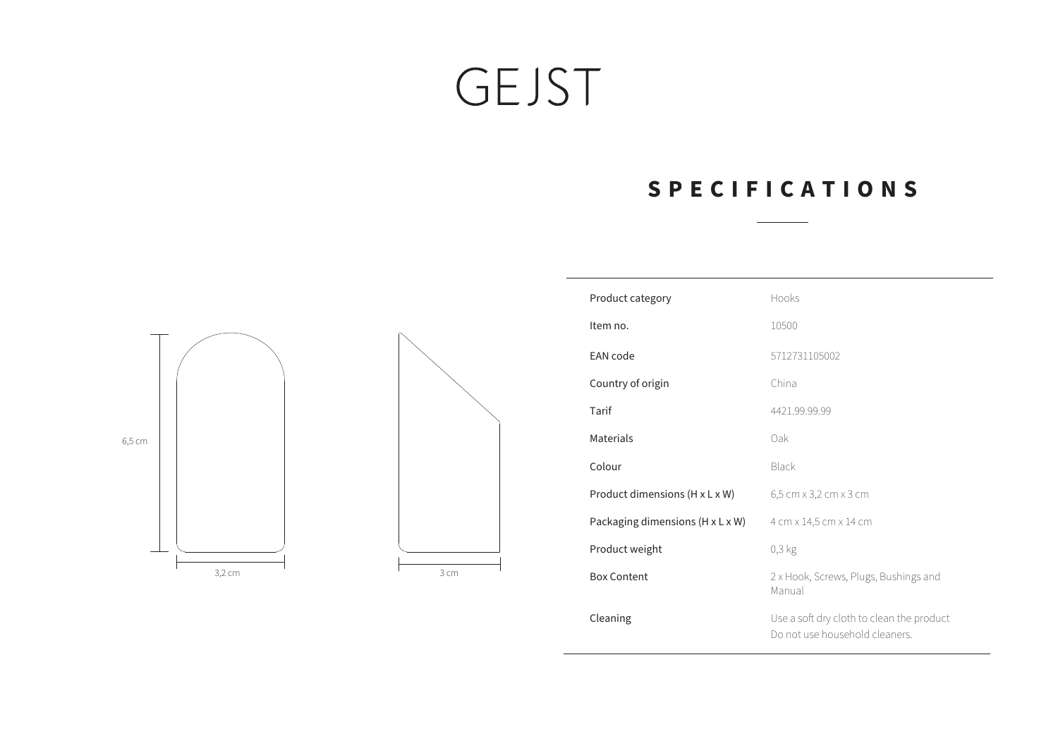# GEJST

## SPECIFICATIONS

6,5 cm

3,2 cm

3 cm

| | |
|---|---|
| Product category | Hooks |
| Item no. | 10500 |
| EAN code | 5712731105002 |
| Country of origin | China |
| Tarif | 4421.99.99.99 |
| Materials | Oak |
| Colour | Black |
| Product dimensions (H x L x W) | 6,5 cm x 3,2 cm x 3 cm |
| Packaging dimensions (H x L x W) | 4 cm x 14,5 cm x 14 cm |
| Product weight | 0,3 kg |
| Box Content | 2 x Hook, Screws, Plugs, Bushings and Manual |
| Cleaning | Use a soft dry cloth to clean the product Do not use household cleaners. |